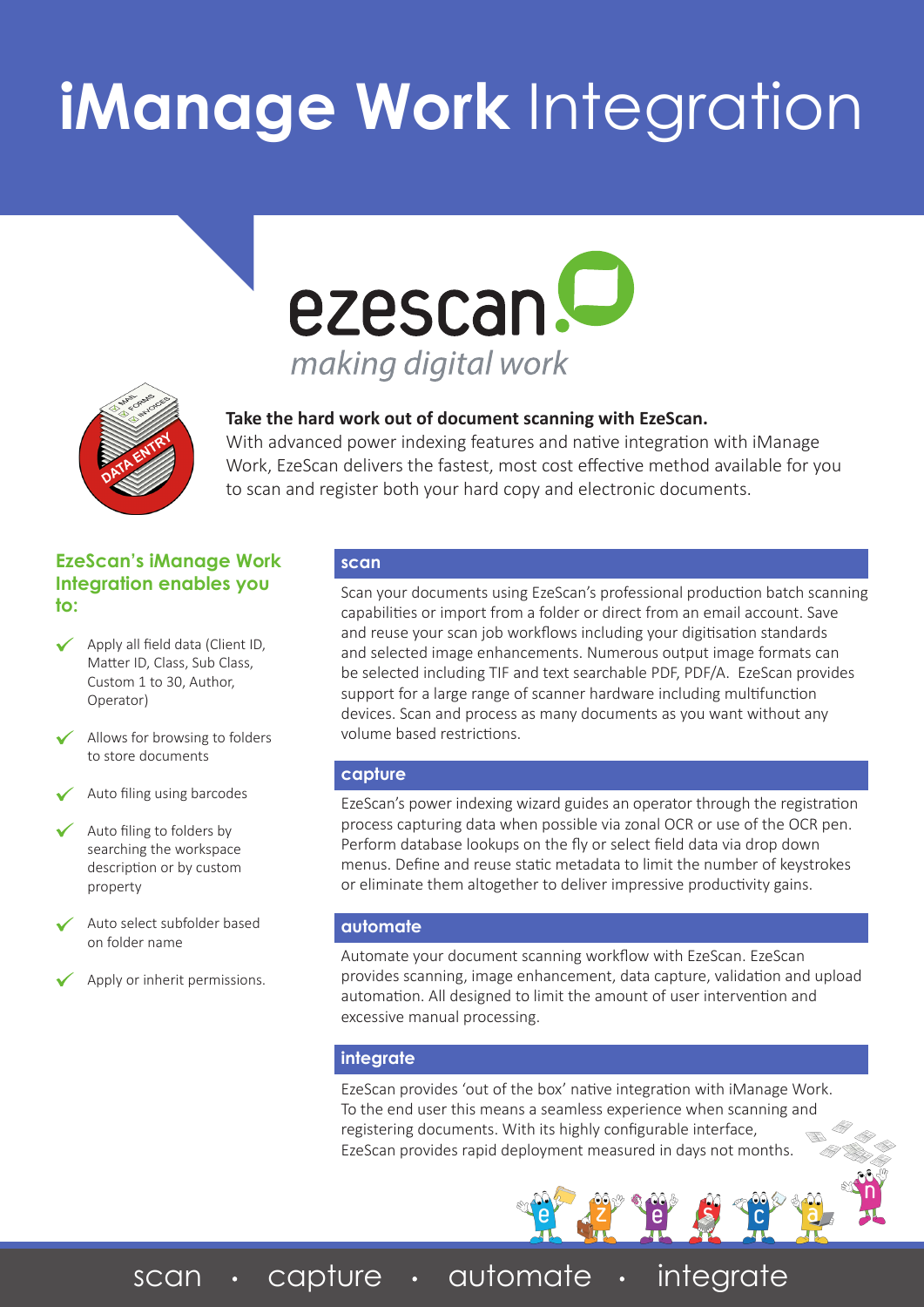# **iManage Work** Integration

ezescan

*making digital work*

**Take the hard work out of document scanning with EzeScan.**
With advanced power indexing features and native integration with iManage Work, EzeScan delivers the fastest, most cost effective method available for you to scan and register both your hard copy and electronic documents.

## EzeScan's iManage Work Integration enables you to:

- Apply all field data (Client ID, Matter ID, Class, Sub Class, Custom 1 to 30, Author, Operator)
- Allows for browsing to folders to store documents
- Auto filing using barcodes
- Auto filing to folders by searching the workspace description or by custom property
- Auto select subfolder based on folder name
- Apply or inherit permissions.

## scan

Scan your documents using EzeScan's professional production batch scanning capabilities or import from a folder or direct from an email account. Save and reuse your scan job workflows including your digitisation standards and selected image enhancements. Numerous output image formats can be selected including TIF and text searchable PDF, PDF/A. EzeScan provides support for a large range of scanner hardware including multifunction devices. Scan and process as many documents as you want without any volume based restrictions.

## capture

EzeScan's power indexing wizard guides an operator through the registration process capturing data when possible via zonal OCR or use of the OCR pen. Perform database lookups on the fly or select field data via drop down menus. Define and reuse static metadata to limit the number of keystrokes or eliminate them altogether to deliver impressive productivity gains.

## automate

Automate your document scanning workflow with EzeScan. EzeScan provides scanning, image enhancement, data capture, validation and upload automation. All designed to limit the amount of user intervention and excessive manual processing.

## integrate

EzeScan provides 'out of the box' native integration with iManage Work. To the end user this means a seamless experience when scanning and registering documents. With its highly configurable interface, EzeScan provides rapid deployment measured in days not months.

scan • capture • automate • integrate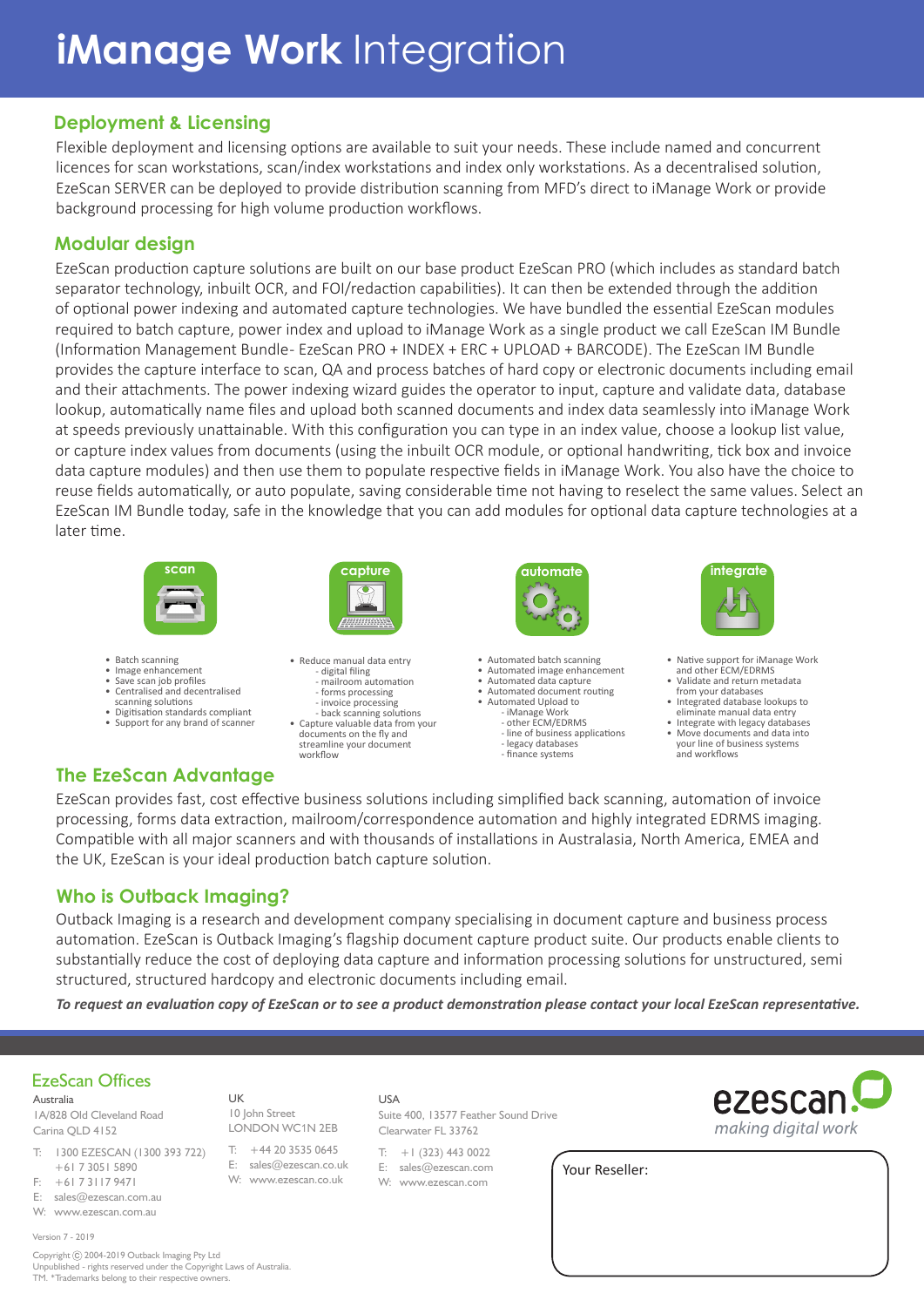# iManage Work Integration

## Deployment & Licensing

Flexible deployment and licensing options are available to suit your needs. These include named and concurrent licences for scan workstations, scan/index workstations and index only workstations. As a decentralised solution, EzeScan SERVER can be deployed to provide distribution scanning from MFD's direct to iManage Work or provide background processing for high volume production workflows.

## Modular design

EzeScan production capture solutions are built on our base product EzeScan PRO (which includes as standard batch separator technology, inbuilt OCR, and FOI/redaction capabilities). It can then be extended through the addition of optional power indexing and automated capture technologies. We have bundled the essential EzeScan modules required to batch capture, power index and upload to iManage Work as a single product we call EzeScan IM Bundle (Information Management Bundle- EzeScan PRO + INDEX + ERC + UPLOAD + BARCODE). The EzeScan IM Bundle provides the capture interface to scan, QA and process batches of hard copy or electronic documents including email and their attachments. The power indexing wizard guides the operator to input, capture and validate data, database lookup, automatically name files and upload both scanned documents and index data seamlessly into iManage Work at speeds previously unattainable. With this configuration you can type in an index value, choose a lookup list value, or capture index values from documents (using the inbuilt OCR module, or optional handwriting, tick box and invoice data capture modules) and then use them to populate respective fields in iManage Work. You also have the choice to reuse fields automatically, or auto populate, saving considerable time not having to reselect the same values. Select an EzeScan IM Bundle today, safe in the knowledge that you can add modules for optional data capture technologies at a later time.

**scan**

- Batch scanning
- Image enhancement
- Save scan job profiles
- Centralised and decentralised scanning solutions
- Digitisation standards compliant
- Support for any brand of scanner

**capture**

- Reduce manual data entry
  - digital filing
  - mailroom automation
  - forms processing
  - invoice processing
  - back scanning solutions
- Capture valuable data from your documents on the fly and streamline your document workflow

**automate**

- Automated batch scanning
- Automated image enhancement
- Automated data capture
- Automated document routing
- Automated Upload to
  - iManage Work
  - other ECM/EDRMS
  - line of business applications
  - legacy databases
  - finance systems

**integrate**

- Native support for iManage Work and other ECM/EDRMS
- Validate and return metadata from your databases
- Integrated database lookups to eliminate manual data entry
- Integrate with legacy databases
- Move documents and data into your line of business systems and workflows

## The EzeScan Advantage

EzeScan provides fast, cost effective business solutions including simplified back scanning, automation of invoice processing, forms data extraction, mailroom/correspondence automation and highly integrated EDRMS imaging. Compatible with all major scanners and with thousands of installations in Australasia, North America, EMEA and the UK, EzeScan is your ideal production batch capture solution.

## Who is Outback Imaging?

Outback Imaging is a research and development company specialising in document capture and business process automation. EzeScan is Outback Imaging's flagship document capture product suite. Our products enable clients to substantially reduce the cost of deploying data capture and information processing solutions for unstructured, semi structured, structured hardcopy and electronic documents including email.

***To request an evaluation copy of EzeScan or to see a product demonstration please contact your local EzeScan representative.***

## EzeScan Offices

**Australia**
1A/828 Old Cleveland Road
Carina QLD 4152
T: 1300 EZESCAN (1300 393 722)
+61 7 3051 5890
F: +61 7 3117 9471
E: sales@ezescan.com.au
W: www.ezescan.com.au

**UK**
10 John Street
LONDON WC1N 2EB
T: +44 20 3535 0645
E: sales@ezescan.co.uk
W: www.ezescan.co.uk

**USA**
Suite 400, 13577 Feather Sound Drive
Clearwater FL 33762
T: +1 (323) 443 0022
E: sales@ezescan.com
W: www.ezescan.com

ezescan
*making digital work*

Your Reseller:

Version 7 - 2019

Copyright © 2004-2019 Outback Imaging Pty Ltd
Unpublished - rights reserved under the Copyright Laws of Australia.
TM. *Trademarks belong to their respective owners.